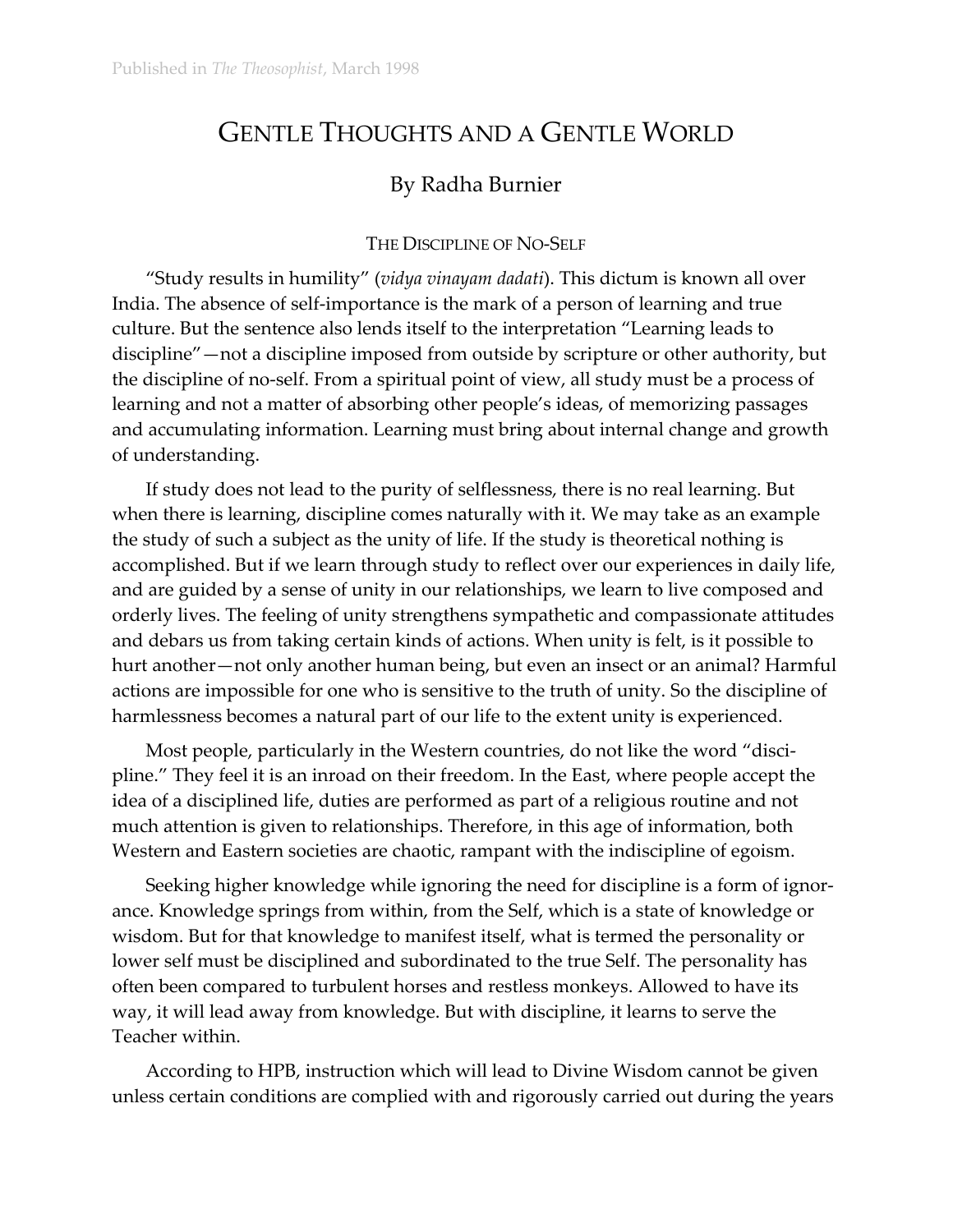Published in *The Theosophist*, March 1998

# GENTLE THOUGHTS AND A GENTLE WORLD

By Radha Burnier

## THE DISCIPLINE OF NO-SELF

"Study results in humility" (*vidya vinayam dadati*). This dictum is known all over India. The absence of self-importance is the mark of a person of learning and true culture. But the sentence also lends itself to the interpretation "Learning leads to discipline"—not a discipline imposed from outside by scripture or other authority, but the discipline of no-self. From a spiritual point of view, all study must be a process of learning and not a matter of absorbing other people's ideas, of memorizing passages and accumulating information. Learning must bring about internal change and growth of understanding.

If study does not lead to the purity of selflessness, there is no real learning. But when there is learning, discipline comes naturally with it. We may take as an example the study of such a subject as the unity of life. If the study is theoretical nothing is accomplished. But if we learn through study to reflect over our experiences in daily life, and are guided by a sense of unity in our relationships, we learn to live composed and orderly lives. The feeling of unity strengthens sympathetic and compassionate attitudes and debars us from taking certain kinds of actions. When unity is felt, is it possible to hurt another—not only another human being, but even an insect or an animal? Harmful actions are impossible for one who is sensitive to the truth of unity. So the discipline of harmlessness becomes a natural part of our life to the extent unity is experienced.

Most people, particularly in the Western countries, do not like the word "discipline." They feel it is an inroad on their freedom. In the East, where people accept the idea of a disciplined life, duties are performed as part of a religious routine and not much attention is given to relationships. Therefore, in this age of information, both Western and Eastern societies are chaotic, rampant with the indiscipline of egoism.

Seeking higher knowledge while ignoring the need for discipline is a form of ignorance. Knowledge springs from within, from the Self, which is a state of knowledge or wisdom. But for that knowledge to manifest itself, what is termed the personality or lower self must be disciplined and subordinated to the true Self. The personality has often been compared to turbulent horses and restless monkeys. Allowed to have its way, it will lead away from knowledge. But with discipline, it learns to serve the Teacher within.

According to HPB, instruction which will lead to Divine Wisdom cannot be given unless certain conditions are complied with and rigorously carried out during the years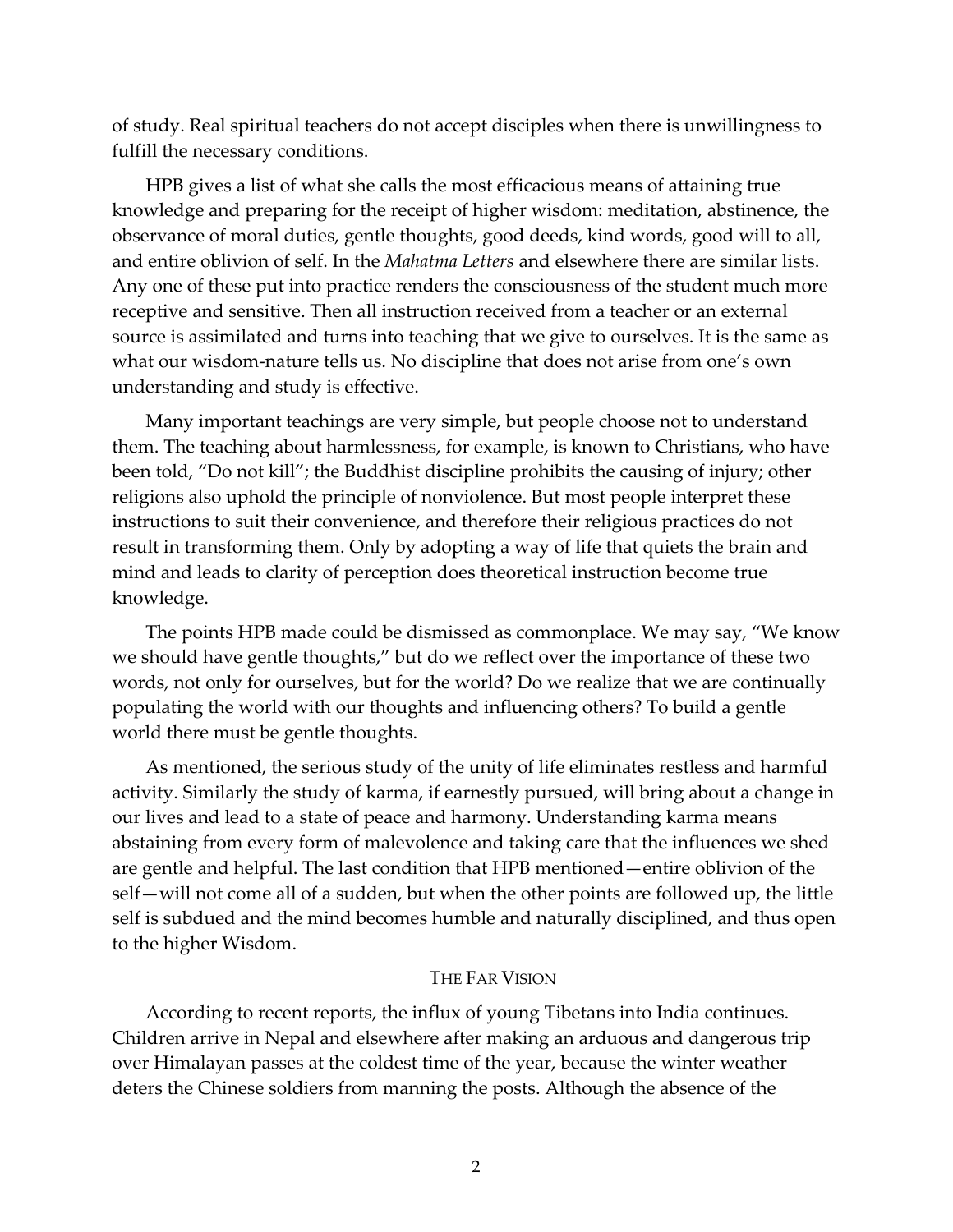of study. Real spiritual teachers do not accept disciples when there is unwillingness to fulfill the necessary conditions.

HPB gives a list of what she calls the most efficacious means of attaining true knowledge and preparing for the receipt of higher wisdom: meditation, abstinence, the observance of moral duties, gentle thoughts, good deeds, kind words, good will to all, and entire oblivion of self. In the *Mahatma Letters* and elsewhere there are similar lists. Any one of these put into practice renders the consciousness of the student much more receptive and sensitive. Then all instruction received from a teacher or an external source is assimilated and turns into teaching that we give to ourselves. It is the same as what our wisdom-nature tells us. No discipline that does not arise from one's own understanding and study is effective.

Many important teachings are very simple, but people choose not to understand them. The teaching about harmlessness, for example, is known to Christians, who have been told, "Do not kill"; the Buddhist discipline prohibits the causing of injury; other religions also uphold the principle of nonviolence. But most people interpret these instructions to suit their convenience, and therefore their religious practices do not result in transforming them. Only by adopting a way of life that quiets the brain and mind and leads to clarity of perception does theoretical instruction become true knowledge.

The points HPB made could be dismissed as commonplace. We may say, "We know we should have gentle thoughts," but do we reflect over the importance of these two words, not only for ourselves, but for the world? Do we realize that we are continually populating the world with our thoughts and influencing others? To build a gentle world there must be gentle thoughts.

As mentioned, the serious study of the unity of life eliminates restless and harmful activity. Similarly the study of karma, if earnestly pursued, will bring about a change in our lives and lead to a state of peace and harmony. Understanding karma means abstaining from every form of malevolence and taking care that the influences we shed are gentle and helpful. The last condition that HPB mentioned—entire oblivion of the self—will not come all of a sudden, but when the other points are followed up, the little self is subdued and the mind becomes humble and naturally disciplined, and thus open to the higher Wisdom.

## THE FAR VISION

According to recent reports, the influx of young Tibetans into India continues. Children arrive in Nepal and elsewhere after making an arduous and dangerous trip over Himalayan passes at the coldest time of the year, because the winter weather deters the Chinese soldiers from manning the posts. Although the absence of the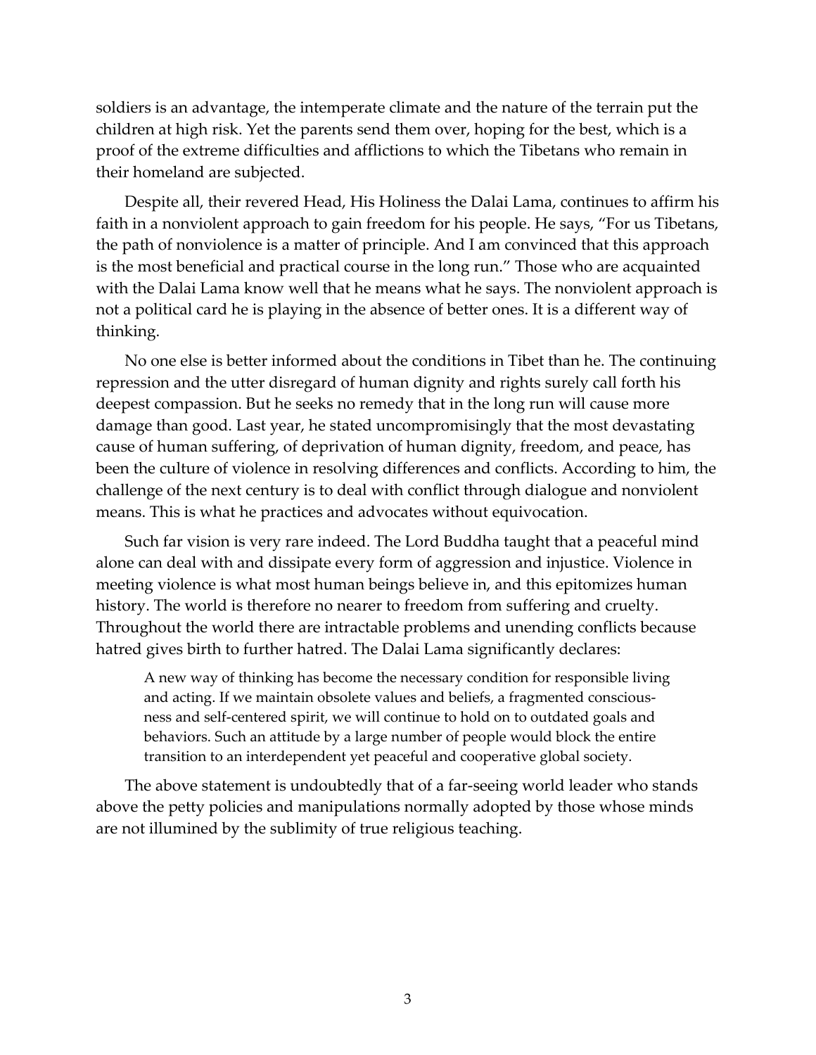soldiers is an advantage, the intemperate climate and the nature of the terrain put the children at high risk. Yet the parents send them over, hoping for the best, which is a proof of the extreme difficulties and afflictions to which the Tibetans who remain in their homeland are subjected.

Despite all, their revered Head, His Holiness the Dalai Lama, continues to affirm his faith in a nonviolent approach to gain freedom for his people. He says, "For us Tibetans, the path of nonviolence is a matter of principle. And I am convinced that this approach is the most beneficial and practical course in the long run." Those who are acquainted with the Dalai Lama know well that he means what he says. The nonviolent approach is not a political card he is playing in the absence of better ones. It is a different way of thinking.

No one else is better informed about the conditions in Tibet than he. The continuing repression and the utter disregard of human dignity and rights surely call forth his deepest compassion. But he seeks no remedy that in the long run will cause more damage than good. Last year, he stated uncompromisingly that the most devastating cause of human suffering, of deprivation of human dignity, freedom, and peace, has been the culture of violence in resolving differences and conflicts. According to him, the challenge of the next century is to deal with conflict through dialogue and nonviolent means. This is what he practices and advocates without equivocation.

Such far vision is very rare indeed. The Lord Buddha taught that a peaceful mind alone can deal with and dissipate every form of aggression and injustice. Violence in meeting violence is what most human beings believe in, and this epitomizes human history. The world is therefore no nearer to freedom from suffering and cruelty. Throughout the world there are intractable problems and unending conflicts because hatred gives birth to further hatred. The Dalai Lama significantly declares:

> A new way of thinking has become the necessary condition for responsible living and acting. If we maintain obsolete values and beliefs, a fragmented consciousness and self-centered spirit, we will continue to hold on to outdated goals and behaviors. Such an attitude by a large number of people would block the entire transition to an interdependent yet peaceful and cooperative global society.

The above statement is undoubtedly that of a far-seeing world leader who stands above the petty policies and manipulations normally adopted by those whose minds are not illumined by the sublimity of true religious teaching.